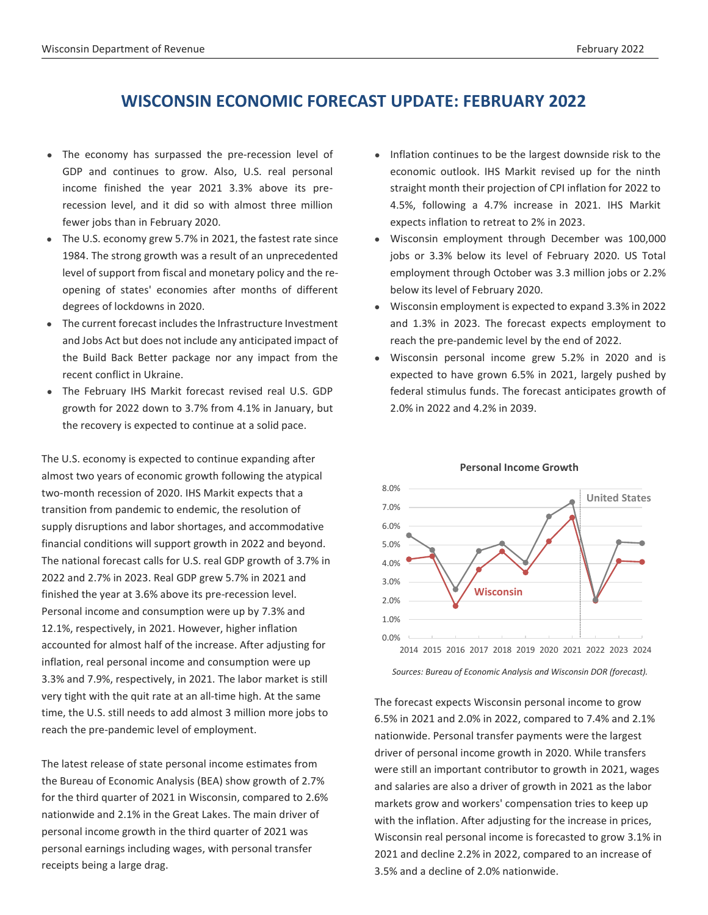# WISCONSIN ECONOMIC FORECAST UPDATE: FEBRUARY 2022

- The economy has surpassed the pre-recession level of GDP and continues to grow. Also, U.S. real personal income finished the year 2021 3.3% above its pre-recession level, and it did so with almost three million fewer jobs than in February 2020.
- The U.S. economy grew 5.7% in 2021, the fastest rate since 1984. The strong growth was a result of an unprecedented level of support from fiscal and monetary policy and the re-opening of states' economies after months of different degrees of lockdowns in 2020.
- The current forecast includes the Infrastructure Investment and Jobs Act but does not include any anticipated impact of the Build Back Better package nor any impact from the recent conflict in Ukraine.
- The February IHS Markit forecast revised real U.S. GDP growth for 2022 down to 3.7% from 4.1% in January, but the recovery is expected to continue at a solid pace.
- Inflation continues to be the largest downside risk to the economic outlook. IHS Markit revised up for the ninth straight month their projection of CPI inflation for 2022 to 4.5%, following a 4.7% increase in 2021. IHS Markit expects inflation to retreat to 2% in 2023.
- Wisconsin employment through December was 100,000 jobs or 3.3% below its level of February 2020. US Total employment through October was 3.3 million jobs or 2.2% below its level of February 2020.
- Wisconsin employment is expected to expand 3.3% in 2022 and 1.3% in 2023. The forecast expects employment to reach the pre-pandemic level by the end of 2022.
- Wisconsin personal income grew 5.2% in 2020 and is expected to have grown 6.5% in 2021, largely pushed by federal stimulus funds. The forecast anticipates growth of 2.0% in 2022 and 4.2% in 2039.

The U.S. economy is expected to continue expanding after almost two years of economic growth following the atypical two-month recession of 2020. IHS Markit expects that a transition from pandemic to endemic, the resolution of supply disruptions and labor shortages, and accommodative financial conditions will support growth in 2022 and beyond. The national forecast calls for U.S. real GDP growth of 3.7% in 2022 and 2.7% in 2023. Real GDP grew 5.7% in 2021 and finished the year at 3.6% above its pre-recession level. Personal income and consumption were up by 7.3% and 12.1%, respectively, in 2021. However, higher inflation accounted for almost half of the increase. After adjusting for inflation, real personal income and consumption were up 3.3% and 7.9%, respectively, in 2021. The labor market is still very tight with the quit rate at an all-time high. At the same time, the U.S. still needs to add almost 3 million more jobs to reach the pre-pandemic level of employment.

The latest release of state personal income estimates from the Bureau of Economic Analysis (BEA) show growth of 2.7% for the third quarter of 2021 in Wisconsin, compared to 2.6% nationwide and 2.1% in the Great Lakes. The main driver of personal income growth in the third quarter of 2021 was personal earnings including wages, with personal transfer receipts being a large drag.

**Personal Income Growth**

| Year | United States | Wisconsin |
|---|---|---|
| 2014 | 5.5% | 4.2% |
| 2015 | 4.7% | 4.4% |
| 2016 | 2.6% | 1.7% |
| 2017 | 4.7% | 3.7% |
| 2018 | 5.1% | 4.6% |
| 2019 | 4.0% | 3.5% |
| 2020 | 6.5% | 5.2% |
| 2021 | 7.3% | 6.5% |
| 2022 | 2.0% | 2.0% |
| 2023 | 5.2% | 4.1% |
| 2024 | 5.1% | 4.1% |

*Sources: Bureau of Economic Analysis and Wisconsin DOR (forecast).*

The forecast expects Wisconsin personal income to grow 6.5% in 2021 and 2.0% in 2022, compared to 7.4% and 2.1% nationwide. Personal transfer payments were the largest driver of personal income growth in 2020. While transfers were still an important contributor to growth in 2021, wages and salaries are also a driver of growth in 2021 as the labor markets grow and workers' compensation tries to keep up with the inflation. After adjusting for the increase in prices, Wisconsin real personal income is forecasted to grow 3.1% in 2021 and decline 2.2% in 2022, compared to an increase of 3.5% and a decline of 2.0% nationwide.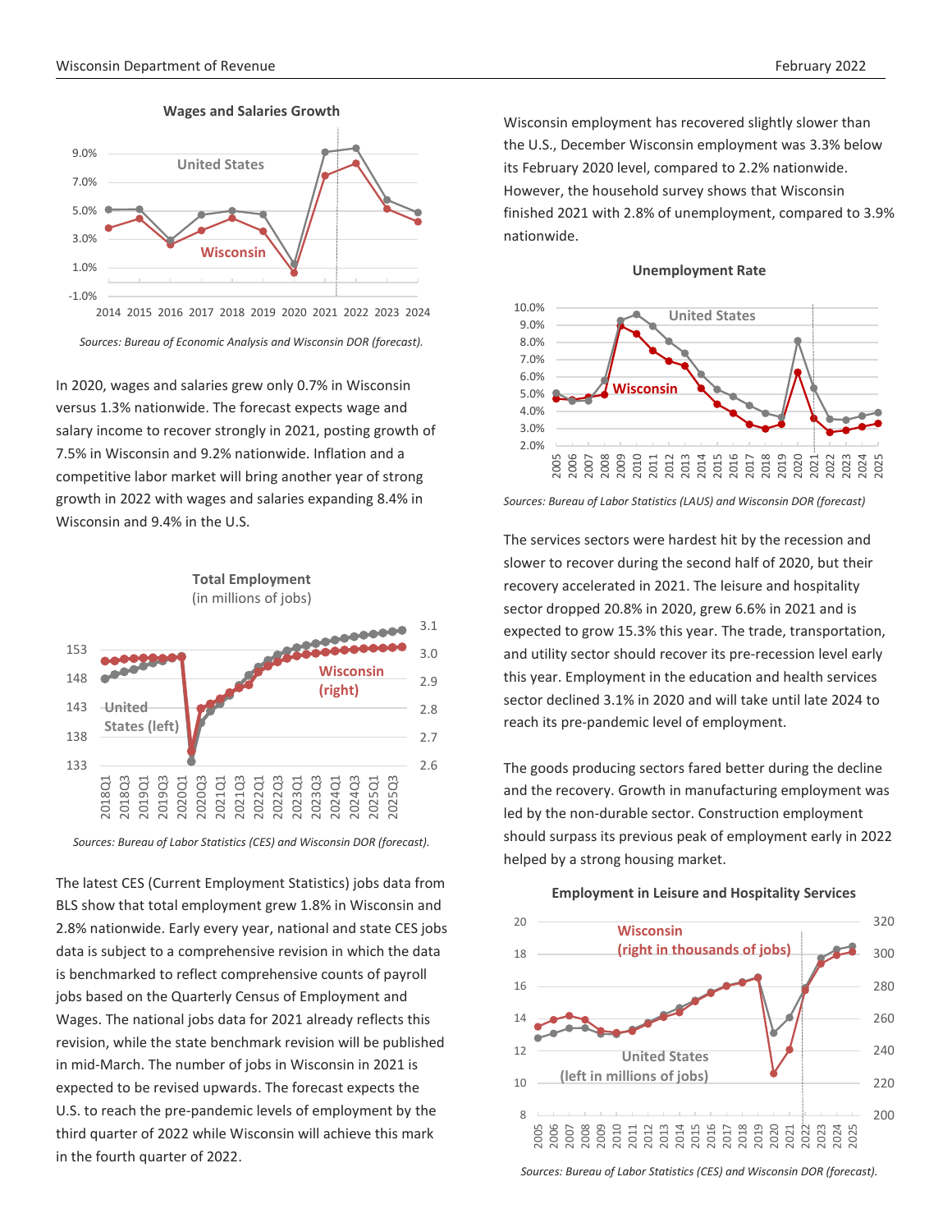**Wages and Salaries Growth**

*Sources: Bureau of Economic Analysis and Wisconsin DOR (forecast).*

In 2020, wages and salaries grew only 0.7% in Wisconsin versus 1.3% nationwide. The forecast expects wage and salary income to recover strongly in 2021, posting growth of 7.5% in Wisconsin and 9.2% nationwide. Inflation and a competitive labor market will bring another year of strong growth in 2022 with wages and salaries expanding 8.4% in Wisconsin and 9.4% in the U.S.

**Total Employment**
(in millions of jobs)

*Sources: Bureau of Labor Statistics (CES) and Wisconsin DOR (forecast).*

The latest CES (Current Employment Statistics) jobs data from BLS show that total employment grew 1.8% in Wisconsin and 2.8% nationwide. Early every year, national and state CES jobs data is subject to a comprehensive revision in which the data is benchmarked to reflect comprehensive counts of payroll jobs based on the Quarterly Census of Employment and Wages. The national jobs data for 2021 already reflects this revision, while the state benchmark revision will be published in mid-March. The number of jobs in Wisconsin in 2021 is expected to be revised upwards. The forecast expects the U.S. to reach the pre-pandemic levels of employment by the third quarter of 2022 while Wisconsin will achieve this mark in the fourth quarter of 2022.

Wisconsin employment has recovered slightly slower than the U.S., December Wisconsin employment was 3.3% below its February 2020 level, compared to 2.2% nationwide. However, the household survey shows that Wisconsin finished 2021 with 2.8% of unemployment, compared to 3.9% nationwide.

**Unemployment Rate**

*Sources: Bureau of Labor Statistics (LAUS) and Wisconsin DOR (forecast)*

The services sectors were hardest hit by the recession and slower to recover during the second half of 2020, but their recovery accelerated in 2021. The leisure and hospitality sector dropped 20.8% in 2020, grew 6.6% in 2021 and is expected to grow 15.3% this year. The trade, transportation, and utility sector should recover its pre-recession level early this year. Employment in the education and health services sector declined 3.1% in 2020 and will take until late 2024 to reach its pre-pandemic level of employment.

The goods producing sectors fared better during the decline and the recovery. Growth in manufacturing employment was led by the non-durable sector. Construction employment should surpass its previous peak of employment early in 2022 helped by a strong housing market.

**Employment in Leisure and Hospitality Services**

*Sources: Bureau of Labor Statistics (CES) and Wisconsin DOR (forecast).*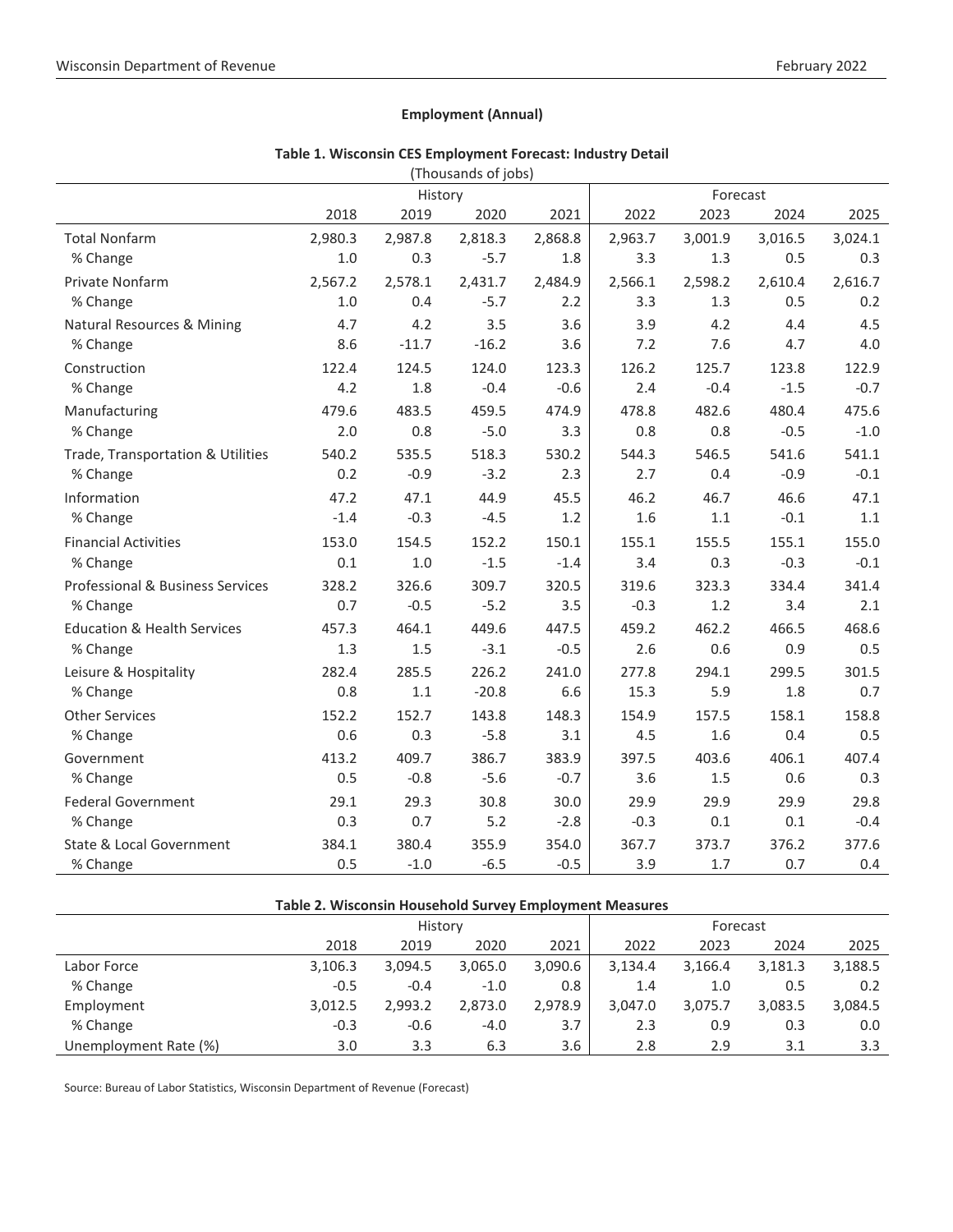## Employment (Annual)

**Table 1. Wisconsin CES Employment Forecast: Industry Detail**
(Thousands of jobs)

| | History | | | | Forecast | | | |
|---|---|---|---|---|---|---|---|---|
| | 2018 | 2019 | 2020 | 2021 | 2022 | 2023 | 2024 | 2025 |
| Total Nonfarm | 2,980.3 | 2,987.8 | 2,818.3 | 2,868.8 | 2,963.7 | 3,001.9 | 3,016.5 | 3,024.1 |
| % Change | 1.0 | 0.3 | -5.7 | 1.8 | 3.3 | 1.3 | 0.5 | 0.3 |
| Private Nonfarm | 2,567.2 | 2,578.1 | 2,431.7 | 2,484.9 | 2,566.1 | 2,598.2 | 2,610.4 | 2,616.7 |
| % Change | 1.0 | 0.4 | -5.7 | 2.2 | 3.3 | 1.3 | 0.5 | 0.2 |
| Natural Resources & Mining | 4.7 | 4.2 | 3.5 | 3.6 | 3.9 | 4.2 | 4.4 | 4.5 |
| % Change | 8.6 | -11.7 | -16.2 | 3.6 | 7.2 | 7.6 | 4.7 | 4.0 |
| Construction | 122.4 | 124.5 | 124.0 | 123.3 | 126.2 | 125.7 | 123.8 | 122.9 |
| % Change | 4.2 | 1.8 | -0.4 | -0.6 | 2.4 | -0.4 | -1.5 | -0.7 |
| Manufacturing | 479.6 | 483.5 | 459.5 | 474.9 | 478.8 | 482.6 | 480.4 | 475.6 |
| % Change | 2.0 | 0.8 | -5.0 | 3.3 | 0.8 | 0.8 | -0.5 | -1.0 |
| Trade, Transportation & Utilities | 540.2 | 535.5 | 518.3 | 530.2 | 544.3 | 546.5 | 541.6 | 541.1 |
| % Change | 0.2 | -0.9 | -3.2 | 2.3 | 2.7 | 0.4 | -0.9 | -0.1 |
| Information | 47.2 | 47.1 | 44.9 | 45.5 | 46.2 | 46.7 | 46.6 | 47.1 |
| % Change | -1.4 | -0.3 | -4.5 | 1.2 | 1.6 | 1.1 | -0.1 | 1.1 |
| Financial Activities | 153.0 | 154.5 | 152.2 | 150.1 | 155.1 | 155.5 | 155.1 | 155.0 |
| % Change | 0.1 | 1.0 | -1.5 | -1.4 | 3.4 | 0.3 | -0.3 | -0.1 |
| Professional & Business Services | 328.2 | 326.6 | 309.7 | 320.5 | 319.6 | 323.3 | 334.4 | 341.4 |
| % Change | 0.7 | -0.5 | -5.2 | 3.5 | -0.3 | 1.2 | 3.4 | 2.1 |
| Education & Health Services | 457.3 | 464.1 | 449.6 | 447.5 | 459.2 | 462.2 | 466.5 | 468.6 |
| % Change | 1.3 | 1.5 | -3.1 | -0.5 | 2.6 | 0.6 | 0.9 | 0.5 |
| Leisure & Hospitality | 282.4 | 285.5 | 226.2 | 241.0 | 277.8 | 294.1 | 299.5 | 301.5 |
| % Change | 0.8 | 1.1 | -20.8 | 6.6 | 15.3 | 5.9 | 1.8 | 0.7 |
| Other Services | 152.2 | 152.7 | 143.8 | 148.3 | 154.9 | 157.5 | 158.1 | 158.8 |
| % Change | 0.6 | 0.3 | -5.8 | 3.1 | 4.5 | 1.6 | 0.4 | 0.5 |
| Government | 413.2 | 409.7 | 386.7 | 383.9 | 397.5 | 403.6 | 406.1 | 407.4 |
| % Change | 0.5 | -0.8 | -5.6 | -0.7 | 3.6 | 1.5 | 0.6 | 0.3 |
| Federal Government | 29.1 | 29.3 | 30.8 | 30.0 | 29.9 | 29.9 | 29.9 | 29.8 |
| % Change | 0.3 | 0.7 | 5.2 | -2.8 | -0.3 | 0.1 | 0.1 | -0.4 |
| State & Local Government | 384.1 | 380.4 | 355.9 | 354.0 | 367.7 | 373.7 | 376.2 | 377.6 |
| % Change | 0.5 | -1.0 | -6.5 | -0.5 | 3.9 | 1.7 | 0.7 | 0.4 |

**Table 2. Wisconsin Household Survey Employment Measures**

| | History | | | | Forecast | | | |
|---|---|---|---|---|---|---|---|---|
| | 2018 | 2019 | 2020 | 2021 | 2022 | 2023 | 2024 | 2025 |
| Labor Force | 3,106.3 | 3,094.5 | 3,065.0 | 3,090.6 | 3,134.4 | 3,166.4 | 3,181.3 | 3,188.5 |
| % Change | -0.5 | -0.4 | -1.0 | 0.8 | 1.4 | 1.0 | 0.5 | 0.2 |
| Employment | 3,012.5 | 2,993.2 | 2,873.0 | 2,978.9 | 3,047.0 | 3,075.7 | 3,083.5 | 3,084.5 |
| % Change | -0.3 | -0.6 | -4.0 | 3.7 | 2.3 | 0.9 | 0.3 | 0.0 |
| Unemployment Rate (%) | 3.0 | 3.3 | 6.3 | 3.6 | 2.8 | 2.9 | 3.1 | 3.3 |

Source: Bureau of Labor Statistics, Wisconsin Department of Revenue (Forecast)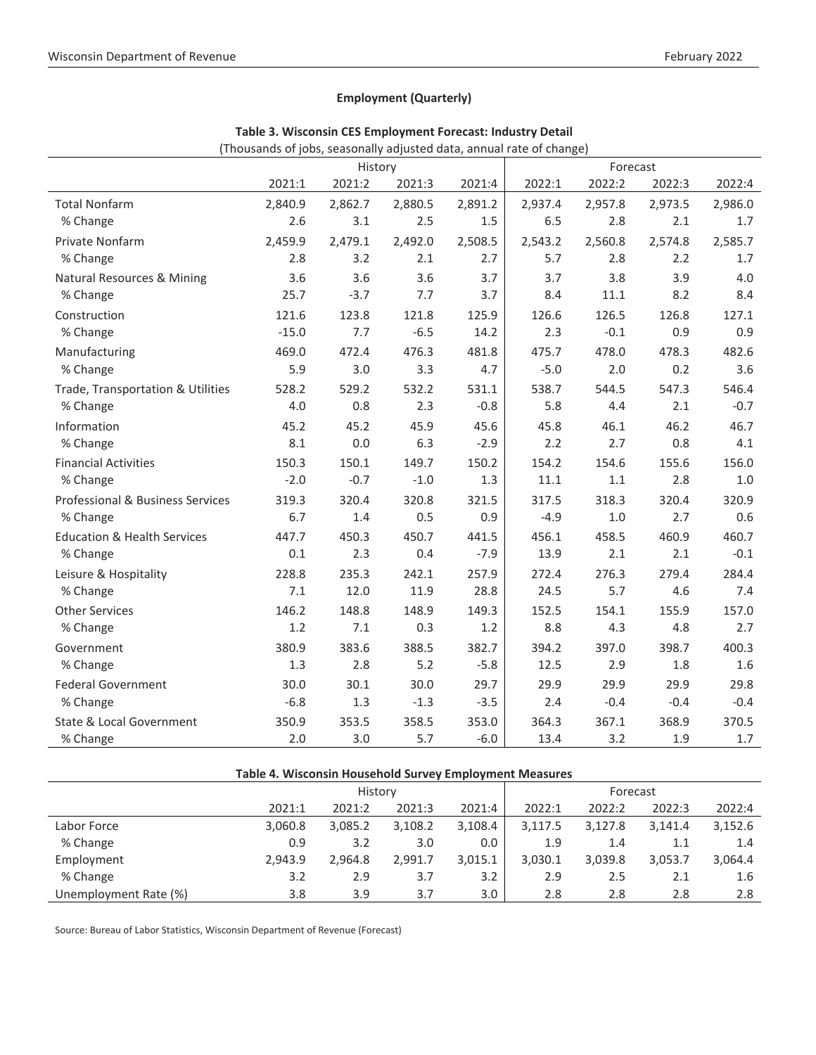## Employment (Quarterly)

### Table 3. Wisconsin CES Employment Forecast: Industry Detail

(Thousands of jobs, seasonally adjusted data, annual rate of change)

| | History | | | | Forecast | | | |
|---|---|---|---|---|---|---|---|---|
| | 2021:1 | 2021:2 | 2021:3 | 2021:4 | 2022:1 | 2022:2 | 2022:3 | 2022:4 |
| Total Nonfarm | 2,840.9 | 2,862.7 | 2,880.5 | 2,891.2 | 2,937.4 | 2,957.8 | 2,973.5 | 2,986.0 |
| % Change | 2.6 | 3.1 | 2.5 | 1.5 | 6.5 | 2.8 | 2.1 | 1.7 |
| Private Nonfarm | 2,459.9 | 2,479.1 | 2,492.0 | 2,508.5 | 2,543.2 | 2,560.8 | 2,574.8 | 2,585.7 |
| % Change | 2.8 | 3.2 | 2.1 | 2.7 | 5.7 | 2.8 | 2.2 | 1.7 |
| Natural Resources & Mining | 3.6 | 3.6 | 3.6 | 3.7 | 3.7 | 3.8 | 3.9 | 4.0 |
| % Change | 25.7 | -3.7 | 7.7 | 3.7 | 8.4 | 11.1 | 8.2 | 8.4 |
| Construction | 121.6 | 123.8 | 121.8 | 125.9 | 126.6 | 126.5 | 126.8 | 127.1 |
| % Change | -15.0 | 7.7 | -6.5 | 14.2 | 2.3 | -0.1 | 0.9 | 0.9 |
| Manufacturing | 469.0 | 472.4 | 476.3 | 481.8 | 475.7 | 478.0 | 478.3 | 482.6 |
| % Change | 5.9 | 3.0 | 3.3 | 4.7 | -5.0 | 2.0 | 0.2 | 3.6 |
| Trade, Transportation & Utilities | 528.2 | 529.2 | 532.2 | 531.1 | 538.7 | 544.5 | 547.3 | 546.4 |
| % Change | 4.0 | 0.8 | 2.3 | -0.8 | 5.8 | 4.4 | 2.1 | -0.7 |
| Information | 45.2 | 45.2 | 45.9 | 45.6 | 45.8 | 46.1 | 46.2 | 46.7 |
| % Change | 8.1 | 0.0 | 6.3 | -2.9 | 2.2 | 2.7 | 0.8 | 4.1 |
| Financial Activities | 150.3 | 150.1 | 149.7 | 150.2 | 154.2 | 154.6 | 155.6 | 156.0 |
| % Change | -2.0 | -0.7 | -1.0 | 1.3 | 11.1 | 1.1 | 2.8 | 1.0 |
| Professional & Business Services | 319.3 | 320.4 | 320.8 | 321.5 | 317.5 | 318.3 | 320.4 | 320.9 |
| % Change | 6.7 | 1.4 | 0.5 | 0.9 | -4.9 | 1.0 | 2.7 | 0.6 |
| Education & Health Services | 447.7 | 450.3 | 450.7 | 441.5 | 456.1 | 458.5 | 460.9 | 460.7 |
| % Change | 0.1 | 2.3 | 0.4 | -7.9 | 13.9 | 2.1 | 2.1 | -0.1 |
| Leisure & Hospitality | 228.8 | 235.3 | 242.1 | 257.9 | 272.4 | 276.3 | 279.4 | 284.4 |
| % Change | 7.1 | 12.0 | 11.9 | 28.8 | 24.5 | 5.7 | 4.6 | 7.4 |
| Other Services | 146.2 | 148.8 | 148.9 | 149.3 | 152.5 | 154.1 | 155.9 | 157.0 |
| % Change | 1.2 | 7.1 | 0.3 | 1.2 | 8.8 | 4.3 | 4.8 | 2.7 |
| Government | 380.9 | 383.6 | 388.5 | 382.7 | 394.2 | 397.0 | 398.7 | 400.3 |
| % Change | 1.3 | 2.8 | 5.2 | -5.8 | 12.5 | 2.9 | 1.8 | 1.6 |
| Federal Government | 30.0 | 30.1 | 30.0 | 29.7 | 29.9 | 29.9 | 29.9 | 29.8 |
| % Change | -6.8 | 1.3 | -1.3 | -3.5 | 2.4 | -0.4 | -0.4 | -0.4 |
| State & Local Government | 350.9 | 353.5 | 358.5 | 353.0 | 364.3 | 367.1 | 368.9 | 370.5 |
| % Change | 2.0 | 3.0 | 5.7 | -6.0 | 13.4 | 3.2 | 1.9 | 1.7 |

### Table 4. Wisconsin Household Survey Employment Measures

| | History | | | | Forecast | | | |
|---|---|---|---|---|---|---|---|---|
| | 2021:1 | 2021:2 | 2021:3 | 2021:4 | 2022:1 | 2022:2 | 2022:3 | 2022:4 |
| Labor Force | 3,060.8 | 3,085.2 | 3,108.2 | 3,108.4 | 3,117.5 | 3,127.8 | 3,141.4 | 3,152.6 |
| % Change | 0.9 | 3.2 | 3.0 | 0.0 | 1.9 | 1.4 | 1.1 | 1.4 |
| Employment | 2,943.9 | 2,964.8 | 2,991.7 | 3,015.1 | 3,030.1 | 3,039.8 | 3,053.7 | 3,064.4 |
| % Change | 3.2 | 2.9 | 3.7 | 3.2 | 2.9 | 2.5 | 2.1 | 1.6 |
| Unemployment Rate (%) | 3.8 | 3.9 | 3.7 | 3.0 | 2.8 | 2.8 | 2.8 | 2.8 |

Source: Bureau of Labor Statistics, Wisconsin Department of Revenue (Forecast)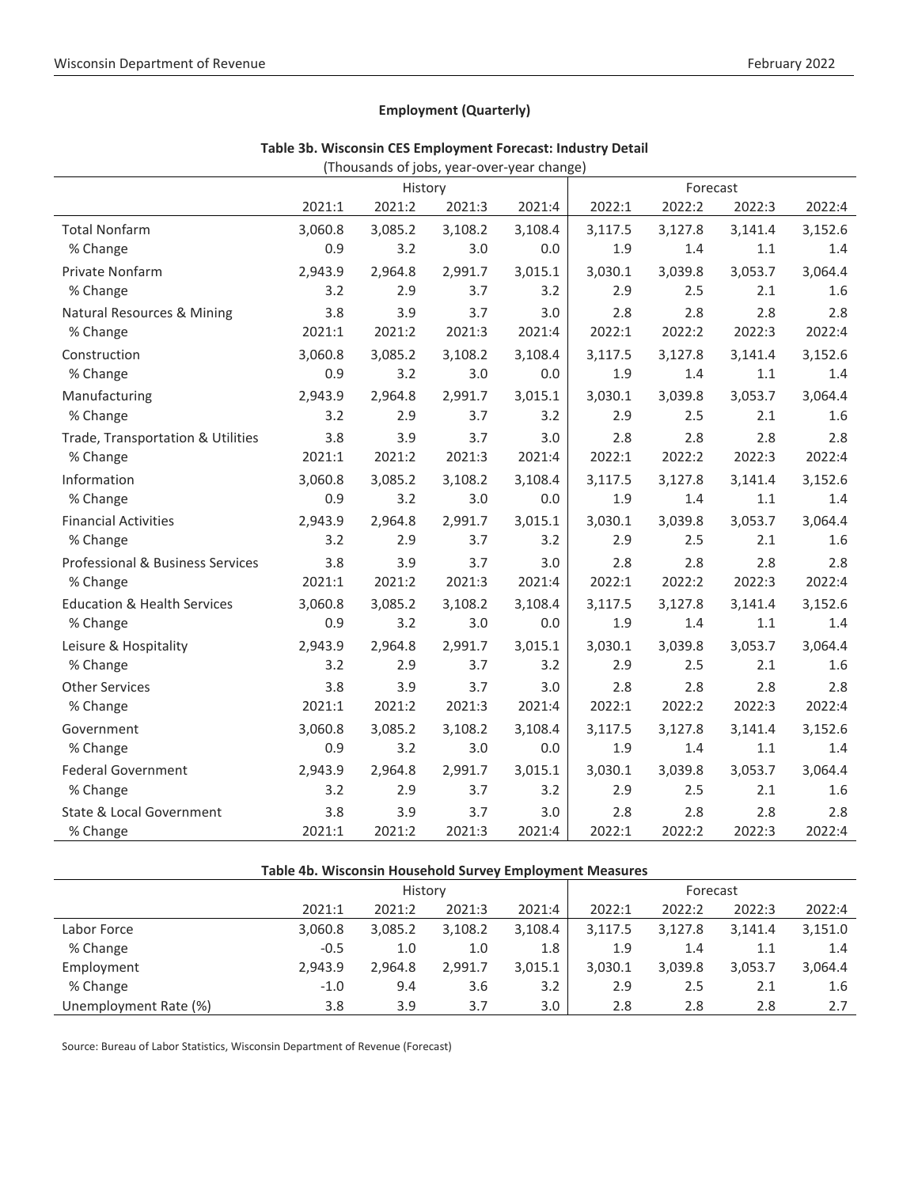**Employment (Quarterly)**

**Table 3b. Wisconsin CES Employment Forecast: Industry Detail**

(Thousands of jobs, year-over-year change)

| | History | | | | Forecast | | | |
|---|---|---|---|---|---|---|---|---|
| | 2021:1 | 2021:2 | 2021:3 | 2021:4 | 2022:1 | 2022:2 | 2022:3 | 2022:4 |
| Total Nonfarm | 3,060.8 | 3,085.2 | 3,108.2 | 3,108.4 | 3,117.5 | 3,127.8 | 3,141.4 | 3,152.6 |
| % Change | 0.9 | 3.2 | 3.0 | 0.0 | 1.9 | 1.4 | 1.1 | 1.4 |
| Private Nonfarm | 2,943.9 | 2,964.8 | 2,991.7 | 3,015.1 | 3,030.1 | 3,039.8 | 3,053.7 | 3,064.4 |
| % Change | 3.2 | 2.9 | 3.7 | 3.2 | 2.9 | 2.5 | 2.1 | 1.6 |
| Natural Resources & Mining | 3.8 | 3.9 | 3.7 | 3.0 | 2.8 | 2.8 | 2.8 | 2.8 |
| % Change | 2021:1 | 2021:2 | 2021:3 | 2021:4 | 2022:1 | 2022:2 | 2022:3 | 2022:4 |
| Construction | 3,060.8 | 3,085.2 | 3,108.2 | 3,108.4 | 3,117.5 | 3,127.8 | 3,141.4 | 3,152.6 |
| % Change | 0.9 | 3.2 | 3.0 | 0.0 | 1.9 | 1.4 | 1.1 | 1.4 |
| Manufacturing | 2,943.9 | 2,964.8 | 2,991.7 | 3,015.1 | 3,030.1 | 3,039.8 | 3,053.7 | 3,064.4 |
| % Change | 3.2 | 2.9 | 3.7 | 3.2 | 2.9 | 2.5 | 2.1 | 1.6 |
| Trade, Transportation & Utilities | 3.8 | 3.9 | 3.7 | 3.0 | 2.8 | 2.8 | 2.8 | 2.8 |
| % Change | 2021:1 | 2021:2 | 2021:3 | 2021:4 | 2022:1 | 2022:2 | 2022:3 | 2022:4 |
| Information | 3,060.8 | 3,085.2 | 3,108.2 | 3,108.4 | 3,117.5 | 3,127.8 | 3,141.4 | 3,152.6 |
| % Change | 0.9 | 3.2 | 3.0 | 0.0 | 1.9 | 1.4 | 1.1 | 1.4 |
| Financial Activities | 2,943.9 | 2,964.8 | 2,991.7 | 3,015.1 | 3,030.1 | 3,039.8 | 3,053.7 | 3,064.4 |
| % Change | 3.2 | 2.9 | 3.7 | 3.2 | 2.9 | 2.5 | 2.1 | 1.6 |
| Professional & Business Services | 3.8 | 3.9 | 3.7 | 3.0 | 2.8 | 2.8 | 2.8 | 2.8 |
| % Change | 2021:1 | 2021:2 | 2021:3 | 2021:4 | 2022:1 | 2022:2 | 2022:3 | 2022:4 |
| Education & Health Services | 3,060.8 | 3,085.2 | 3,108.2 | 3,108.4 | 3,117.5 | 3,127.8 | 3,141.4 | 3,152.6 |
| % Change | 0.9 | 3.2 | 3.0 | 0.0 | 1.9 | 1.4 | 1.1 | 1.4 |
| Leisure & Hospitality | 2,943.9 | 2,964.8 | 2,991.7 | 3,015.1 | 3,030.1 | 3,039.8 | 3,053.7 | 3,064.4 |
| % Change | 3.2 | 2.9 | 3.7 | 3.2 | 2.9 | 2.5 | 2.1 | 1.6 |
| Other Services | 3.8 | 3.9 | 3.7 | 3.0 | 2.8 | 2.8 | 2.8 | 2.8 |
| % Change | 2021:1 | 2021:2 | 2021:3 | 2021:4 | 2022:1 | 2022:2 | 2022:3 | 2022:4 |
| Government | 3,060.8 | 3,085.2 | 3,108.2 | 3,108.4 | 3,117.5 | 3,127.8 | 3,141.4 | 3,152.6 |
| % Change | 0.9 | 3.2 | 3.0 | 0.0 | 1.9 | 1.4 | 1.1 | 1.4 |
| Federal Government | 2,943.9 | 2,964.8 | 2,991.7 | 3,015.1 | 3,030.1 | 3,039.8 | 3,053.7 | 3,064.4 |
| % Change | 3.2 | 2.9 | 3.7 | 3.2 | 2.9 | 2.5 | 2.1 | 1.6 |
| State & Local Government | 3.8 | 3.9 | 3.7 | 3.0 | 2.8 | 2.8 | 2.8 | 2.8 |
| % Change | 2021:1 | 2021:2 | 2021:3 | 2021:4 | 2022:1 | 2022:2 | 2022:3 | 2022:4 |

**Table 4b. Wisconsin Household Survey Employment Measures**

| | History | | | | Forecast | | | |
|---|---|---|---|---|---|---|---|---|
| | 2021:1 | 2021:2 | 2021:3 | 2021:4 | 2022:1 | 2022:2 | 2022:3 | 2022:4 |
| Labor Force | 3,060.8 | 3,085.2 | 3,108.2 | 3,108.4 | 3,117.5 | 3,127.8 | 3,141.4 | 3,151.0 |
| % Change | -0.5 | 1.0 | 1.0 | 1.8 | 1.9 | 1.4 | 1.1 | 1.4 |
| Employment | 2,943.9 | 2,964.8 | 2,991.7 | 3,015.1 | 3,030.1 | 3,039.8 | 3,053.7 | 3,064.4 |
| % Change | -1.0 | 9.4 | 3.6 | 3.2 | 2.9 | 2.5 | 2.1 | 1.6 |
| Unemployment Rate (%) | 3.8 | 3.9 | 3.7 | 3.0 | 2.8 | 2.8 | 2.8 | 2.7 |

Source: Bureau of Labor Statistics, Wisconsin Department of Revenue (Forecast)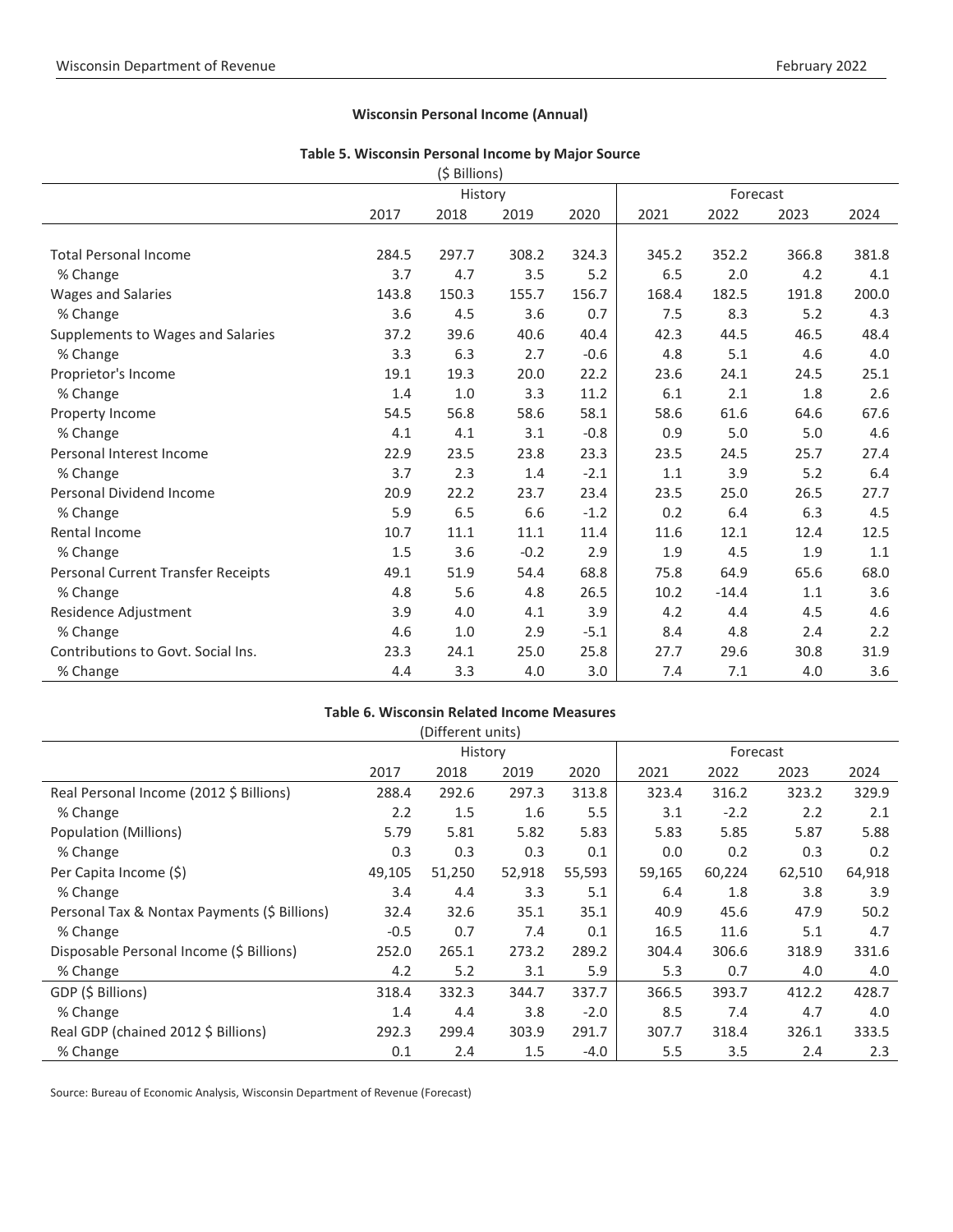## Wisconsin Personal Income (Annual)

### Table 5. Wisconsin Personal Income by Major Source

($ Billions)

| | History | | | | Forecast | | | |
|---|---|---|---|---|---|---|---|---|
| | 2017 | 2018 | 2019 | 2020 | 2021 | 2022 | 2023 | 2024 |
| Total Personal Income | 284.5 | 297.7 | 308.2 | 324.3 | 345.2 | 352.2 | 366.8 | 381.8 |
| % Change | 3.7 | 4.7 | 3.5 | 5.2 | 6.5 | 2.0 | 4.2 | 4.1 |
| Wages and Salaries | 143.8 | 150.3 | 155.7 | 156.7 | 168.4 | 182.5 | 191.8 | 200.0 |
| % Change | 3.6 | 4.5 | 3.6 | 0.7 | 7.5 | 8.3 | 5.2 | 4.3 |
| Supplements to Wages and Salaries | 37.2 | 39.6 | 40.6 | 40.4 | 42.3 | 44.5 | 46.5 | 48.4 |
| % Change | 3.3 | 6.3 | 2.7 | -0.6 | 4.8 | 5.1 | 4.6 | 4.0 |
| Proprietor's Income | 19.1 | 19.3 | 20.0 | 22.2 | 23.6 | 24.1 | 24.5 | 25.1 |
| % Change | 1.4 | 1.0 | 3.3 | 11.2 | 6.1 | 2.1 | 1.8 | 2.6 |
| Property Income | 54.5 | 56.8 | 58.6 | 58.1 | 58.6 | 61.6 | 64.6 | 67.6 |
| % Change | 4.1 | 4.1 | 3.1 | -0.8 | 0.9 | 5.0 | 5.0 | 4.6 |
| Personal Interest Income | 22.9 | 23.5 | 23.8 | 23.3 | 23.5 | 24.5 | 25.7 | 27.4 |
| % Change | 3.7 | 2.3 | 1.4 | -2.1 | 1.1 | 3.9 | 5.2 | 6.4 |
| Personal Dividend Income | 20.9 | 22.2 | 23.7 | 23.4 | 23.5 | 25.0 | 26.5 | 27.7 |
| % Change | 5.9 | 6.5 | 6.6 | -1.2 | 0.2 | 6.4 | 6.3 | 4.5 |
| Rental Income | 10.7 | 11.1 | 11.1 | 11.4 | 11.6 | 12.1 | 12.4 | 12.5 |
| % Change | 1.5 | 3.6 | -0.2 | 2.9 | 1.9 | 4.5 | 1.9 | 1.1 |
| Personal Current Transfer Receipts | 49.1 | 51.9 | 54.4 | 68.8 | 75.8 | 64.9 | 65.6 | 68.0 |
| % Change | 4.8 | 5.6 | 4.8 | 26.5 | 10.2 | -14.4 | 1.1 | 3.6 |
| Residence Adjustment | 3.9 | 4.0 | 4.1 | 3.9 | 4.2 | 4.4 | 4.5 | 4.6 |
| % Change | 4.6 | 1.0 | 2.9 | -5.1 | 8.4 | 4.8 | 2.4 | 2.2 |
| Contributions to Govt. Social Ins. | 23.3 | 24.1 | 25.0 | 25.8 | 27.7 | 29.6 | 30.8 | 31.9 |
| % Change | 4.4 | 3.3 | 4.0 | 3.0 | 7.4 | 7.1 | 4.0 | 3.6 |

### Table 6. Wisconsin Related Income Measures

(Different units)

| | History | | | | Forecast | | | |
|---|---|---|---|---|---|---|---|---|
| | 2017 | 2018 | 2019 | 2020 | 2021 | 2022 | 2023 | 2024 |
| Real Personal Income (2012 $ Billions) | 288.4 | 292.6 | 297.3 | 313.8 | 323.4 | 316.2 | 323.2 | 329.9 |
| % Change | 2.2 | 1.5 | 1.6 | 5.5 | 3.1 | -2.2 | 2.2 | 2.1 |
| Population (Millions) | 5.79 | 5.81 | 5.82 | 5.83 | 5.83 | 5.85 | 5.87 | 5.88 |
| % Change | 0.3 | 0.3 | 0.3 | 0.1 | 0.0 | 0.2 | 0.3 | 0.2 |
| Per Capita Income ($) | 49,105 | 51,250 | 52,918 | 55,593 | 59,165 | 60,224 | 62,510 | 64,918 |
| % Change | 3.4 | 4.4 | 3.3 | 5.1 | 6.4 | 1.8 | 3.8 | 3.9 |
| Personal Tax & Nontax Payments ($ Billions) | 32.4 | 32.6 | 35.1 | 35.1 | 40.9 | 45.6 | 47.9 | 50.2 |
| % Change | -0.5 | 0.7 | 7.4 | 0.1 | 16.5 | 11.6 | 5.1 | 4.7 |
| Disposable Personal Income ($ Billions) | 252.0 | 265.1 | 273.2 | 289.2 | 304.4 | 306.6 | 318.9 | 331.6 |
| % Change | 4.2 | 5.2 | 3.1 | 5.9 | 5.3 | 0.7 | 4.0 | 4.0 |
| GDP ($ Billions) | 318.4 | 332.3 | 344.7 | 337.7 | 366.5 | 393.7 | 412.2 | 428.7 |
| % Change | 1.4 | 4.4 | 3.8 | -2.0 | 8.5 | 7.4 | 4.7 | 4.0 |
| Real GDP (chained 2012 $ Billions) | 292.3 | 299.4 | 303.9 | 291.7 | 307.7 | 318.4 | 326.1 | 333.5 |
| % Change | 0.1 | 2.4 | 1.5 | -4.0 | 5.5 | 3.5 | 2.4 | 2.3 |

Source: Bureau of Economic Analysis, Wisconsin Department of Revenue (Forecast)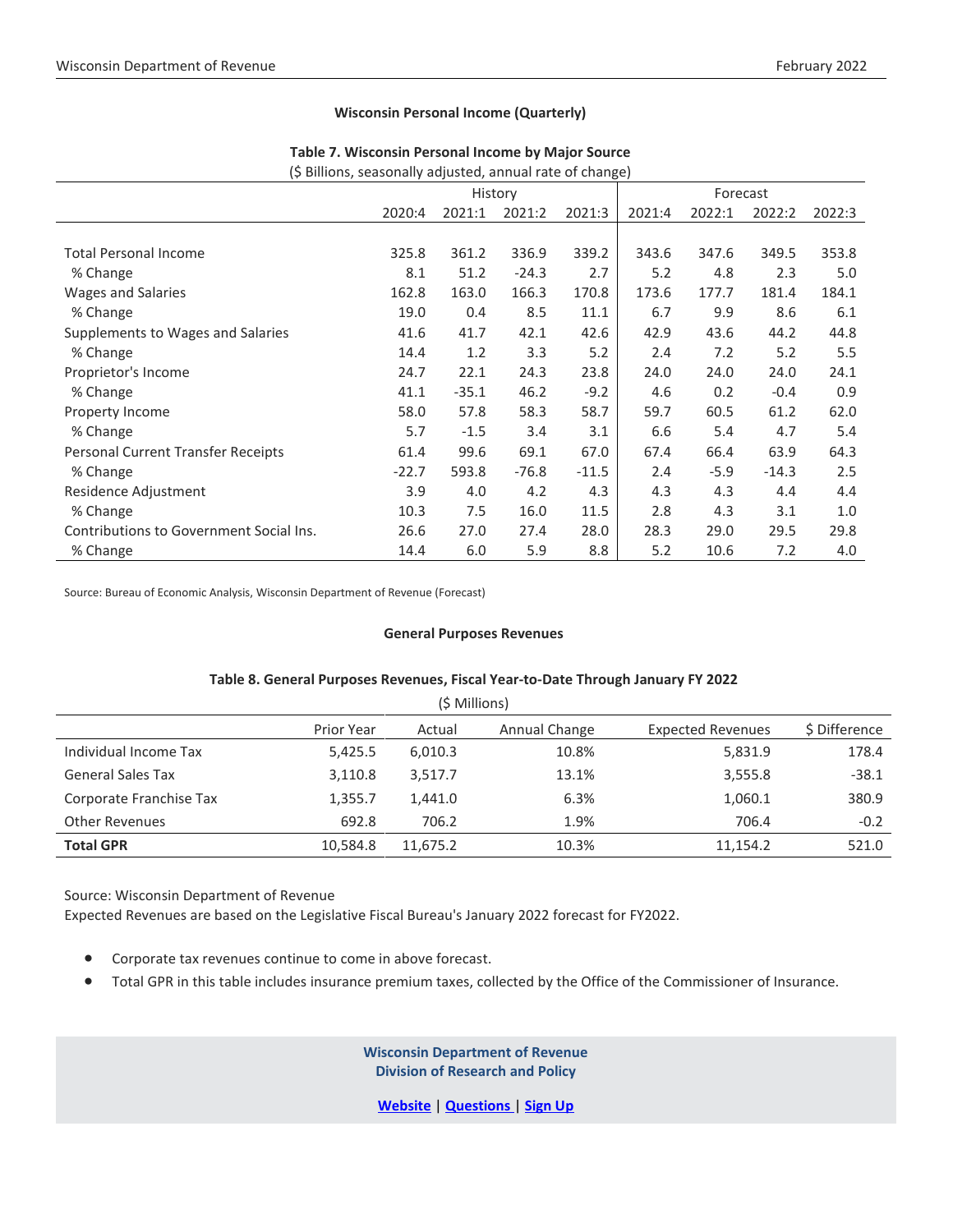## Wisconsin Personal Income (Quarterly)

**Table 7. Wisconsin Personal Income by Major Source**

($ Billions, seasonally adjusted, annual rate of change)

| | History | | | | Forecast | | | |
|---|---|---|---|---|---|---|---|---|
| | 2020:4 | 2021:1 | 2021:2 | 2021:3 | 2021:4 | 2022:1 | 2022:2 | 2022:3 |
| Total Personal Income | 325.8 | 361.2 | 336.9 | 339.2 | 343.6 | 347.6 | 349.5 | 353.8 |
| % Change | 8.1 | 51.2 | -24.3 | 2.7 | 5.2 | 4.8 | 2.3 | 5.0 |
| Wages and Salaries | 162.8 | 163.0 | 166.3 | 170.8 | 173.6 | 177.7 | 181.4 | 184.1 |
| % Change | 19.0 | 0.4 | 8.5 | 11.1 | 6.7 | 9.9 | 8.6 | 6.1 |
| Supplements to Wages and Salaries | 41.6 | 41.7 | 42.1 | 42.6 | 42.9 | 43.6 | 44.2 | 44.8 |
| % Change | 14.4 | 1.2 | 3.3 | 5.2 | 2.4 | 7.2 | 5.2 | 5.5 |
| Proprietor's Income | 24.7 | 22.1 | 24.3 | 23.8 | 24.0 | 24.0 | 24.0 | 24.1 |
| % Change | 41.1 | -35.1 | 46.2 | -9.2 | 4.6 | 0.2 | -0.4 | 0.9 |
| Property Income | 58.0 | 57.8 | 58.3 | 58.7 | 59.7 | 60.5 | 61.2 | 62.0 |
| % Change | 5.7 | -1.5 | 3.4 | 3.1 | 6.6 | 5.4 | 4.7 | 5.4 |
| Personal Current Transfer Receipts | 61.4 | 99.6 | 69.1 | 67.0 | 67.4 | 66.4 | 63.9 | 64.3 |
| % Change | -22.7 | 593.8 | -76.8 | -11.5 | 2.4 | -5.9 | -14.3 | 2.5 |
| Residence Adjustment | 3.9 | 4.0 | 4.2 | 4.3 | 4.3 | 4.3 | 4.4 | 4.4 |
| % Change | 10.3 | 7.5 | 16.0 | 11.5 | 2.8 | 4.3 | 3.1 | 1.0 |
| Contributions to Government Social Ins. | 26.6 | 27.0 | 27.4 | 28.0 | 28.3 | 29.0 | 29.5 | 29.8 |
| % Change | 14.4 | 6.0 | 5.9 | 8.8 | 5.2 | 10.6 | 7.2 | 4.0 |

Source: Bureau of Economic Analysis, Wisconsin Department of Revenue (Forecast)

## General Purposes Revenues

**Table 8. General Purposes Revenues, Fiscal Year-to-Date Through January FY 2022**

($ Millions)

| | Prior Year | Actual | Annual Change | Expected Revenues | $ Difference |
|---|---|---|---|---|---|
| Individual Income Tax | 5,425.5 | 6,010.3 | 10.8% | 5,831.9 | 178.4 |
| General Sales Tax | 3,110.8 | 3,517.7 | 13.1% | 3,555.8 | -38.1 |
| Corporate Franchise Tax | 1,355.7 | 1,441.0 | 6.3% | 1,060.1 | 380.9 |
| Other Revenues | 692.8 | 706.2 | 1.9% | 706.4 | -0.2 |
| **Total GPR** | 10,584.8 | 11,675.2 | 10.3% | 11,154.2 | 521.0 |

Source: Wisconsin Department of Revenue

Expected Revenues are based on the Legislative Fiscal Bureau's January 2022 forecast for FY2022.

- Corporate tax revenues continue to come in above forecast.
- Total GPR in this table includes insurance premium taxes, collected by the Office of the Commissioner of Insurance.

**Wisconsin Department of Revenue**
**Division of Research and Policy**

**Website** | **Questions** | **Sign Up**